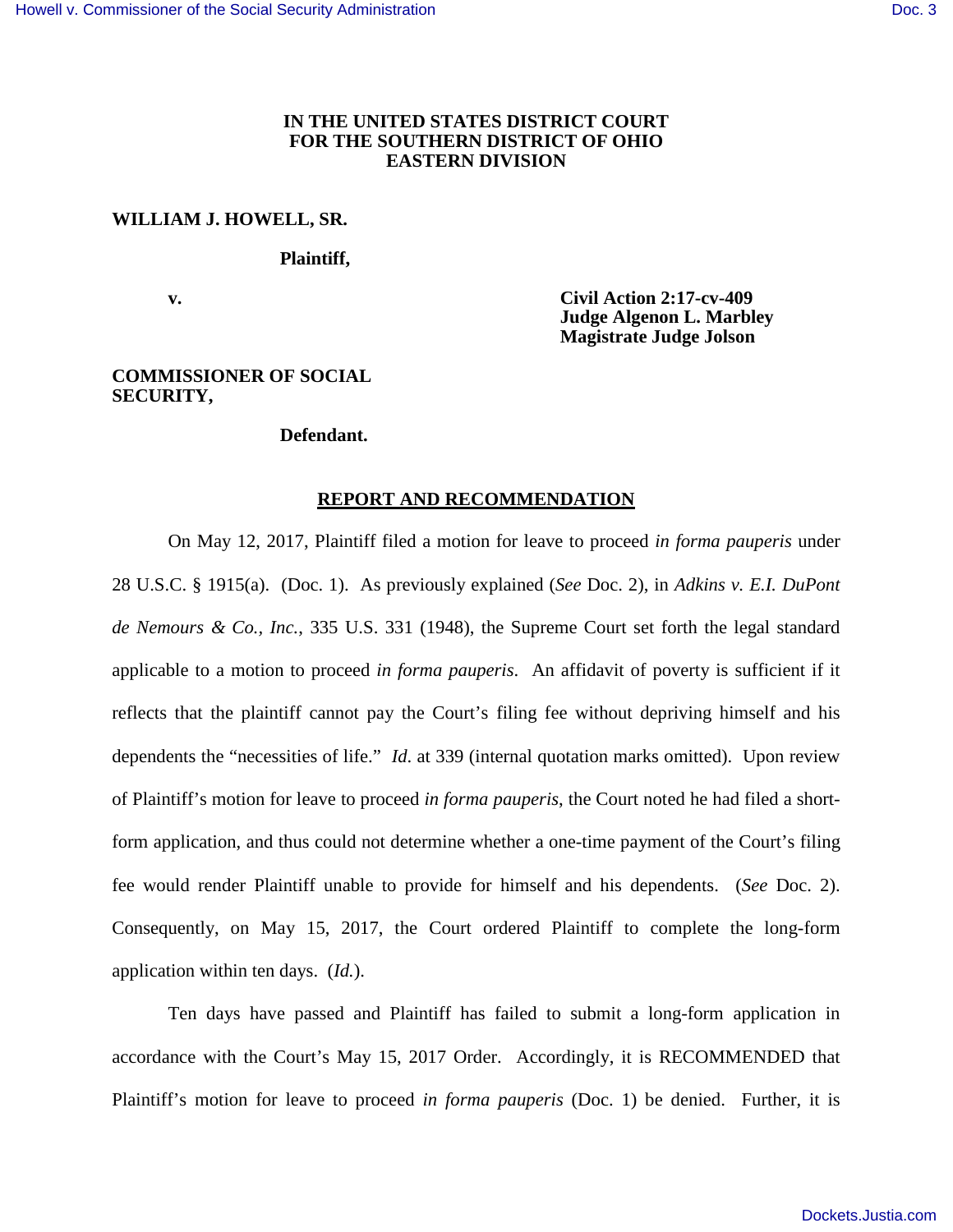**IN THE UNITED STATES DISTRICT COURT**
**FOR THE SOUTHERN DISTRICT OF OHIO**
**EASTERN DIVISION**

**WILLIAM J. HOWELL, SR.**

**Plaintiff,**

**v.**

**Civil Action 2:17-cv-409**
**Judge Algenon L. Marbley**
**Magistrate Judge Jolson**

**COMMISSIONER OF SOCIAL SECURITY,**

**Defendant.**

## REPORT AND RECOMMENDATION

On May 12, 2017, Plaintiff filed a motion for leave to proceed *in forma pauperis* under 28 U.S.C. § 1915(a). (Doc. 1). As previously explained (*See* Doc. 2), in *Adkins v. E.I. DuPont de Nemours & Co., Inc.*, 335 U.S. 331 (1948), the Supreme Court set forth the legal standard applicable to a motion to proceed *in forma pauperis*. An affidavit of poverty is sufficient if it reflects that the plaintiff cannot pay the Court's filing fee without depriving himself and his dependents the "necessities of life." *Id*. at 339 (internal quotation marks omitted). Upon review of Plaintiff's motion for leave to proceed *in forma pauperis*, the Court noted he had filed a short-form application, and thus could not determine whether a one-time payment of the Court's filing fee would render Plaintiff unable to provide for himself and his dependents. (*See* Doc. 2). Consequently, on May 15, 2017, the Court ordered Plaintiff to complete the long-form application within ten days. (*Id.*).

Ten days have passed and Plaintiff has failed to submit a long-form application in accordance with the Court's May 15, 2017 Order. Accordingly, it is RECOMMENDED that Plaintiff's motion for leave to proceed *in forma pauperis* (Doc. 1) be denied. Further, it is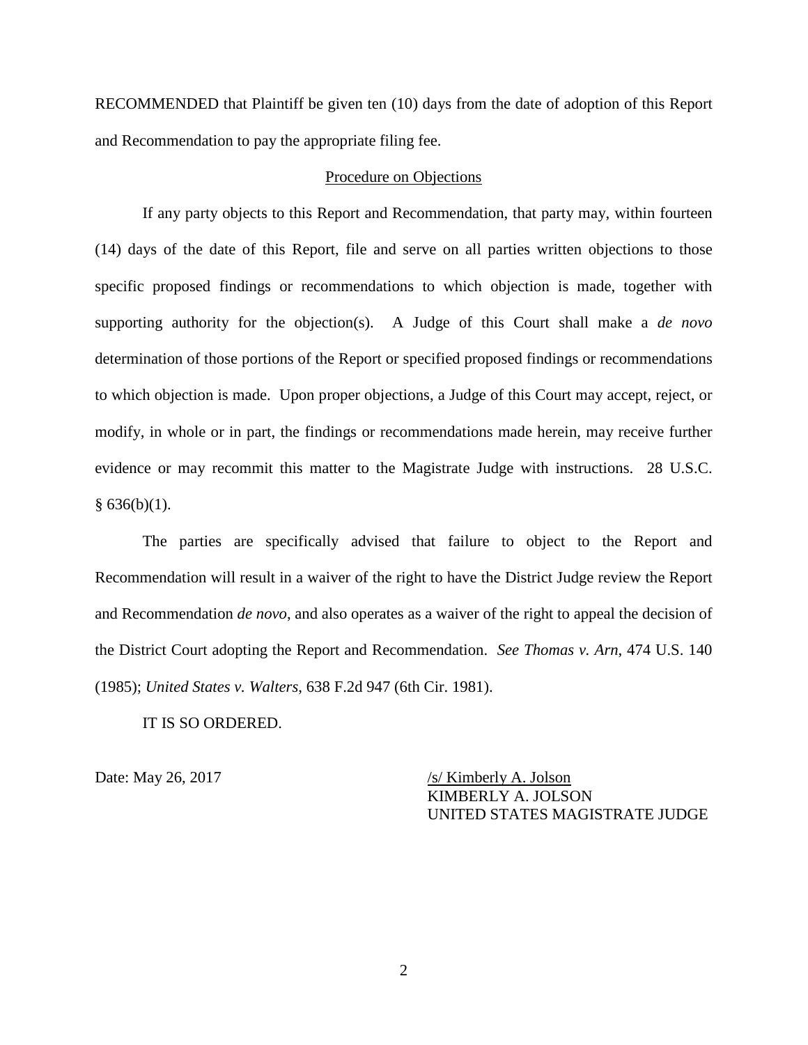RECOMMENDED that Plaintiff be given ten (10) days from the date of adoption of this Report and Recommendation to pay the appropriate filing fee.

<u>Procedure on Objections</u>

If any party objects to this Report and Recommendation, that party may, within fourteen (14) days of the date of this Report, file and serve on all parties written objections to those specific proposed findings or recommendations to which objection is made, together with supporting authority for the objection(s). A Judge of this Court shall make a *de novo* determination of those portions of the Report or specified proposed findings or recommendations to which objection is made. Upon proper objections, a Judge of this Court may accept, reject, or modify, in whole or in part, the findings or recommendations made herein, may receive further evidence or may recommit this matter to the Magistrate Judge with instructions. 28 U.S.C. § 636(b)(1).

The parties are specifically advised that failure to object to the Report and Recommendation will result in a waiver of the right to have the District Judge review the Report and Recommendation *de novo*, and also operates as a waiver of the right to appeal the decision of the District Court adopting the Report and Recommendation. *See Thomas v. Arn*, 474 U.S. 140 (1985); *United States v. Walters*, 638 F.2d 947 (6th Cir. 1981).

IT IS SO ORDERED.

Date: May 26, 2017

/s/ Kimberly A. Jolson
KIMBERLY A. JOLSON
UNITED STATES MAGISTRATE JUDGE